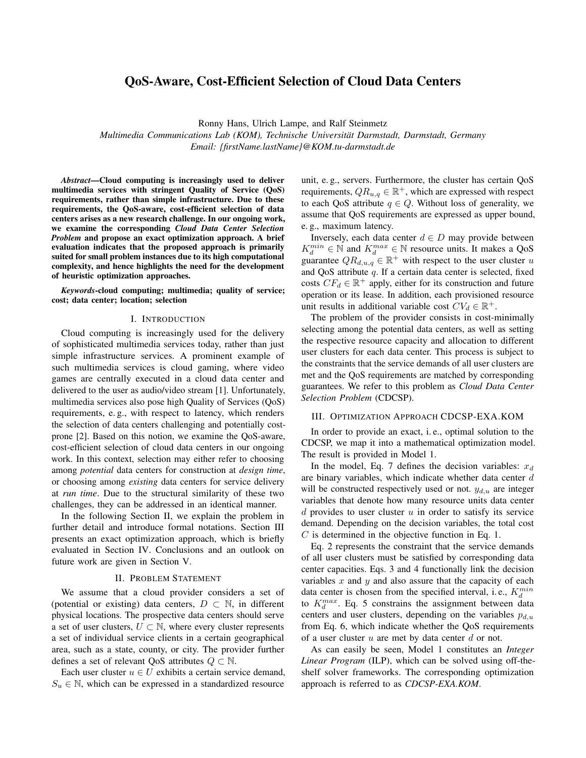# QoS-Aware, Cost-Efficient Selection of Cloud Data Centers

Ronny Hans, Ulrich Lampe, and Ralf Steinmetz

*Multimedia Communications Lab (KOM), Technische Universität Darmstadt, Darmstadt, Germany*
*Email: {firstName.lastName}@KOM.tu-darmstadt.de*

***Abstract*—Cloud computing is increasingly used to deliver multimedia services with stringent Quality of Service (QoS) requirements, rather than simple infrastructure. Due to these requirements, the QoS-aware, cost-efficient selection of data centers arises as a new research challenge. In our ongoing work, we examine the corresponding *Cloud Data Center Selection Problem* and propose an exact optimization approach. A brief evaluation indicates that the proposed approach is primarily suited for small problem instances due to its high computational complexity, and hence highlights the need for the development of heuristic optimization approaches.**

***Keywords*-cloud computing; multimedia; quality of service; cost; data center; location; selection**

## I. Introduction

Cloud computing is increasingly used for the delivery of sophisticated multimedia services today, rather than just simple infrastructure services. A prominent example of such multimedia services is cloud gaming, where video games are centrally executed in a cloud data center and delivered to the user as audio/video stream [1]. Unfortunately, multimedia services also pose high Quality of Services (QoS) requirements, e. g., with respect to latency, which renders the selection of data centers challenging and potentially cost-prone [2]. Based on this notion, we examine the QoS-aware, cost-efficient selection of cloud data centers in our ongoing work. In this context, selection may either refer to choosing among *potential* data centers for construction at *design time*, or choosing among *existing* data centers for service delivery at *run time*. Due to the structural similarity of these two challenges, they can be addressed in an identical manner.

In the following Section II, we explain the problem in further detail and introduce formal notations. Section III presents an exact optimization approach, which is briefly evaluated in Section IV. Conclusions and an outlook on future work are given in Section V.

## II. Problem Statement

We assume that a cloud provider considers a set of (potential or existing) data centers, $D \subset \mathbb{N}$, in different physical locations. The prospective data centers should serve a set of user clusters, $U \subset \mathbb{N}$, where every cluster represents a set of individual service clients in a certain geographical area, such as a state, county, or city. The provider further defines a set of relevant QoS attributes $Q \subset \mathbb{N}$.

Each user cluster $u \in U$ exhibits a certain service demand, $S_u \in \mathbb{N}$, which can be expressed in a standardized resource unit, e. g., servers. Furthermore, the cluster has certain QoS requirements, $QR_{u,q} \in \mathbb{R}^+$, which are expressed with respect to each QoS attribute $q \in Q$. Without loss of generality, we assume that QoS requirements are expressed as upper bound, e. g., maximum latency.

Inversely, each data center $d \in D$ may provide between $K_d^{min} \in \mathbb{N}$ and $K_d^{max} \in \mathbb{N}$ resource units. It makes a QoS guarantee $QR_{d,u,q} \in \mathbb{R}^+$ with respect to the user cluster $u$ and QoS attribute $q$. If a certain data center is selected, fixed costs $CF_d \in \mathbb{R}^+$ apply, either for its construction and future operation or its lease. In addition, each provisioned resource unit results in additional variable cost $CV_d \in \mathbb{R}^+$.

The problem of the provider consists in cost-minimally selecting among the potential data centers, as well as setting the respective resource capacity and allocation to different user clusters for each data center. This process is subject to the constraints that the service demands of all user clusters are met and the QoS requirements are matched by corresponding guarantees. We refer to this problem as *Cloud Data Center Selection Problem* (CDCSP).

## III. Optimization Approach CDCSP-EXA.KOM

In order to provide an exact, i. e., optimal solution to the CDCSP, we map it into a mathematical optimization model. The result is provided in Model 1.

In the model, Eq. 7 defines the decision variables: $x_d$ are binary variables, which indicate whether data center $d$ will be constructed respectively used or not. $y_{d,u}$ are integer variables that denote how many resource units data center $d$ provides to user cluster $u$ in order to satisfy its service demand. Depending on the decision variables, the total cost $C$ is determined in the objective function in Eq. 1.

Eq. 2 represents the constraint that the service demands of all user clusters must be satisfied by corresponding data center capacities. Eqs. 3 and 4 functionally link the decision variables $x$ and $y$ and also assure that the capacity of each data center is chosen from the specified interval, i. e., $K_d^{min}$ to $K_d^{max}$. Eq. 5 constrains the assignment between data centers and user clusters, depending on the variables $p_{d,u}$ from Eq. 6, which indicate whether the QoS requirements of a user cluster $u$ are met by data center $d$ or not.

As can easily be seen, Model 1 constitutes an *Integer Linear Program* (ILP), which can be solved using off-the-shelf solver frameworks. The corresponding optimization approach is referred to as *CDCSP-EXA.KOM*.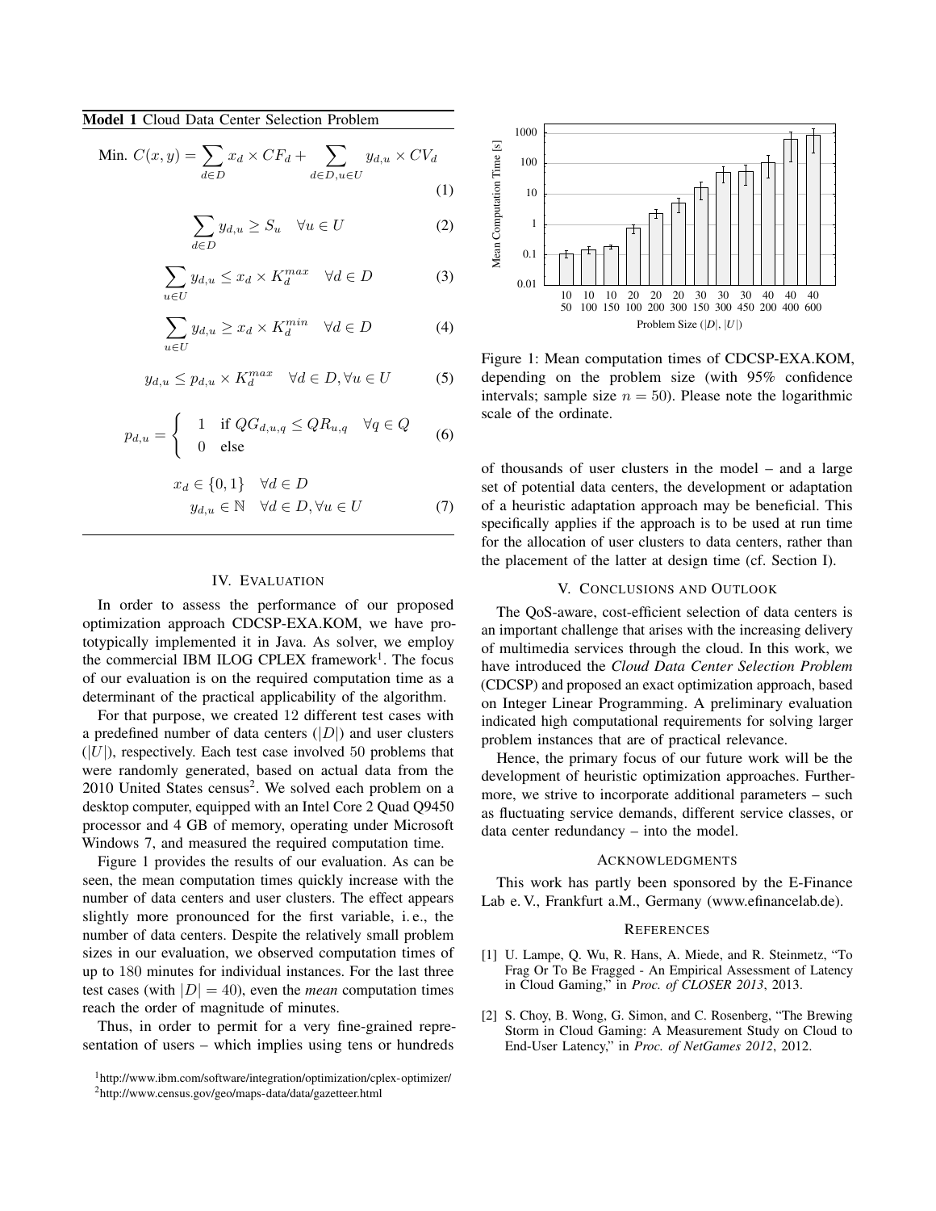**Model 1** Cloud Data Center Selection Problem

$$\text{Min. } C(x,y) = \sum_{d \in D} x_d \times CF_d + \sum_{d \in D, u \in U} y_{d,u} \times CV_d \tag{1}$$

$$\sum_{d \in D} y_{d,u} \geq S_u \quad \forall u \in U \tag{2}$$

$$\sum_{u \in U} y_{d,u} \leq x_d \times K_d^{max} \quad \forall d \in D \tag{3}$$

$$\sum_{u \in U} y_{d,u} \geq x_d \times K_d^{min} \quad \forall d \in D \tag{4}$$

$$y_{d,u} \leq p_{d,u} \times K_d^{max} \quad \forall d \in D, \forall u \in U \tag{5}$$

$$p_{d,u} = \begin{cases} 1 & \text{if } QG_{d,u,q} \leq QR_{u,q} \quad \forall q \in Q \\ 0 & \text{else} \end{cases} \tag{6}$$

$$x_d \in \{0,1\} \quad \forall d \in D$$
$$y_{d,u} \in \mathbb{N} \quad \forall d \in D, \forall u \in U \tag{7}$$

## IV. Evaluation

In order to assess the performance of our proposed optimization approach CDCSP-EXA.KOM, we have prototypically implemented it in Java. As solver, we employ the commercial IBM ILOG CPLEX framework[1]. The focus of our evaluation is on the required computation time as a determinant of the practical applicability of the algorithm.

For that purpose, we created 12 different test cases with a predefined number of data centers ($|D|$) and user clusters ($|U|$), respectively. Each test case involved 50 problems that were randomly generated, based on actual data from the 2010 United States census[2]. We solved each problem on a desktop computer, equipped with an Intel Core 2 Quad Q9450 processor and 4 GB of memory, operating under Microsoft Windows 7, and measured the required computation time.

Figure 1 provides the results of our evaluation. As can be seen, the mean computation times quickly increase with the number of data centers and user clusters. The effect appears slightly more pronounced for the first variable, i. e., the number of data centers. Despite the relatively small problem sizes in our evaluation, we observed computation times of up to 180 minutes for individual instances. For the last three test cases (with $|D| = 40$), even the *mean* computation times reach the order of magnitude of minutes.

Thus, in order to permit for a very fine-grained representation of users – which implies using tens or hundreds of thousands of user clusters in the model – and a large set of potential data centers, the development or adaptation of a heuristic adaptation approach may be beneficial. This specifically applies if the approach is to be used at run time for the allocation of user clusters to data centers, rather than the placement of the latter at design time (cf. Section I).

[1] http://www.ibm.com/software/integration/optimization/cplex-optimizer/

[2] http://www.census.gov/geo/maps-data/data/gazetteer.html

Mean Computation Time [s]
1000
100
10
1
0.1
0.01
10 10 10 20 20 20 30 30 30 40 40 40
50 100 150 100 200 300 150 300 450 200 400 600
Problem Size ($|D|$, $|U|$)

Figure 1: Mean computation times of CDCSP-EXA.KOM, depending on the problem size (with 95% confidence intervals; sample size $n = 50$). Please note the logarithmic scale of the ordinate.

## V. Conclusions and Outlook

The QoS-aware, cost-efficient selection of data centers is an important challenge that arises with the increasing delivery of multimedia services through the cloud. In this work, we have introduced the *Cloud Data Center Selection Problem* (CDCSP) and proposed an exact optimization approach, based on Integer Linear Programming. A preliminary evaluation indicated high computational requirements for solving larger problem instances that are of practical relevance.

Hence, the primary focus of our future work will be the development of heuristic optimization approaches. Furthermore, we strive to incorporate additional parameters – such as fluctuating service demands, different service classes, or data center redundancy – into the model.

### Acknowledgments

This work has partly been sponsored by the E-Finance Lab e. V., Frankfurt a.M., Germany (www.efinancelab.de).

### References

[1] U. Lampe, Q. Wu, R. Hans, A. Miede, and R. Steinmetz, "To Frag Or To Be Fragged - An Empirical Assessment of Latency in Cloud Gaming," in *Proc. of CLOSER 2013*, 2013.

[2] S. Choy, B. Wong, G. Simon, and C. Rosenberg, "The Brewing Storm in Cloud Gaming: A Measurement Study on Cloud to End-User Latency," in *Proc. of NetGames 2012*, 2012.